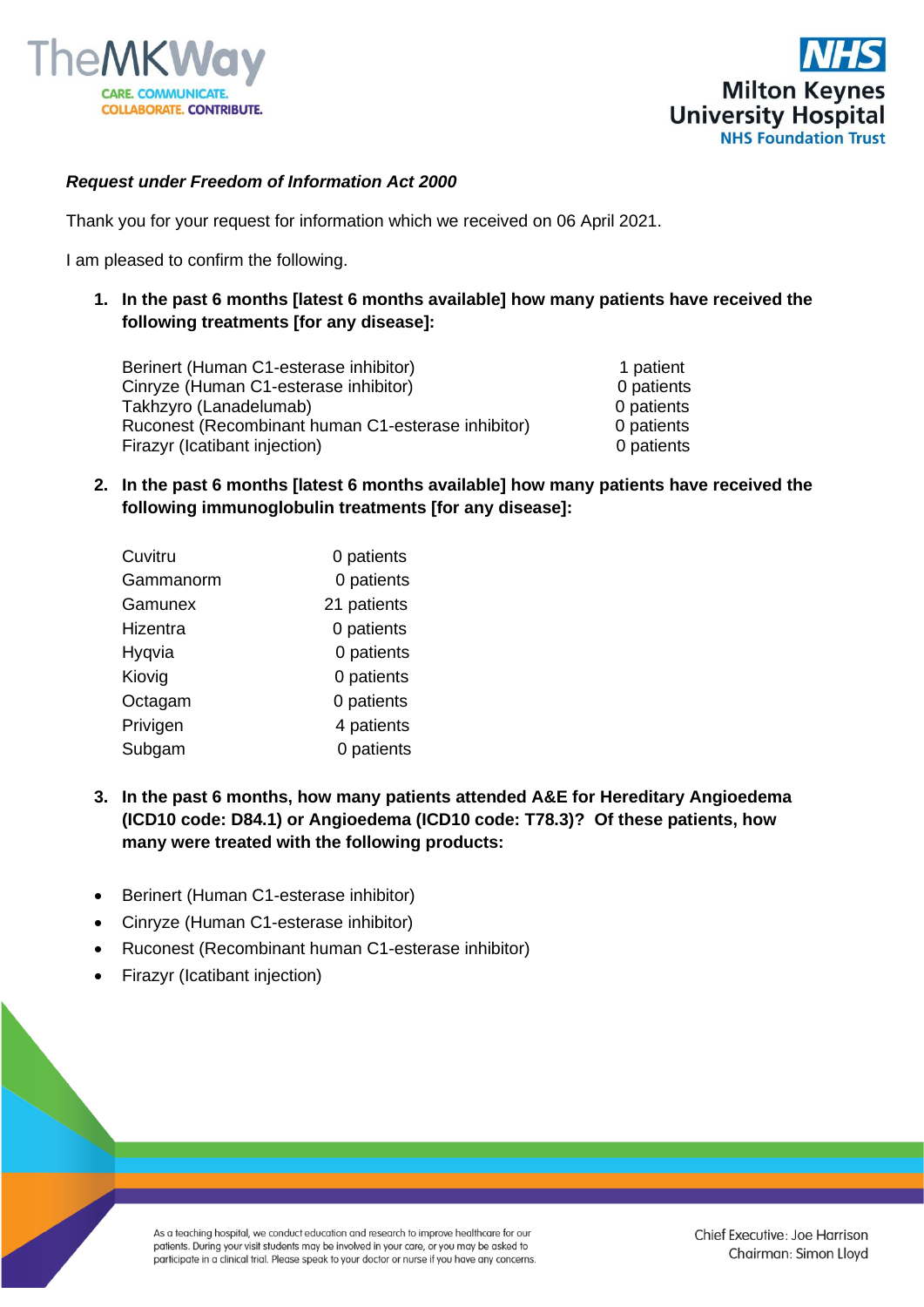***Request under Freedom of Information Act 2000***

Thank you for your request for information which we received on 06 April 2021.

I am pleased to confirm the following.

1. **In the past 6 months [latest 6 months available] how many patients have received the following treatments [for any disease]:**

| | |
|---|---|
| Berinert (Human C1-esterase inhibitor) | 1 patient |
| Cinryze (Human C1-esterase inhibitor) | 0 patients |
| Takhzyro (Lanadelumab) | 0 patients |
| Ruconest (Recombinant human C1-esterase inhibitor) | 0 patients |
| Firazyr (Icatibant injection) | 0 patients |

2. **In the past 6 months [latest 6 months available] how many patients have received the following immunoglobulin treatments [for any disease]:**

| | |
|---|---|
| Cuvitru | 0 patients |
| Gammanorm | 0 patients |
| Gamunex | 21 patients |
| Hizentra | 0 patients |
| Hyqvia | 0 patients |
| Kiovig | 0 patients |
| Octagam | 0 patients |
| Privigen | 4 patients |
| Subgam | 0 patients |

3. **In the past 6 months, how many patients attended A&E for Hereditary Angioedema (ICD10 code: D84.1) or Angioedema (ICD10 code: T78.3)? Of these patients, how many were treated with the following products:**

- Berinert (Human C1-esterase inhibitor)
- Cinryze (Human C1-esterase inhibitor)
- Ruconest (Recombinant human C1-esterase inhibitor)
- Firazyr (Icatibant injection)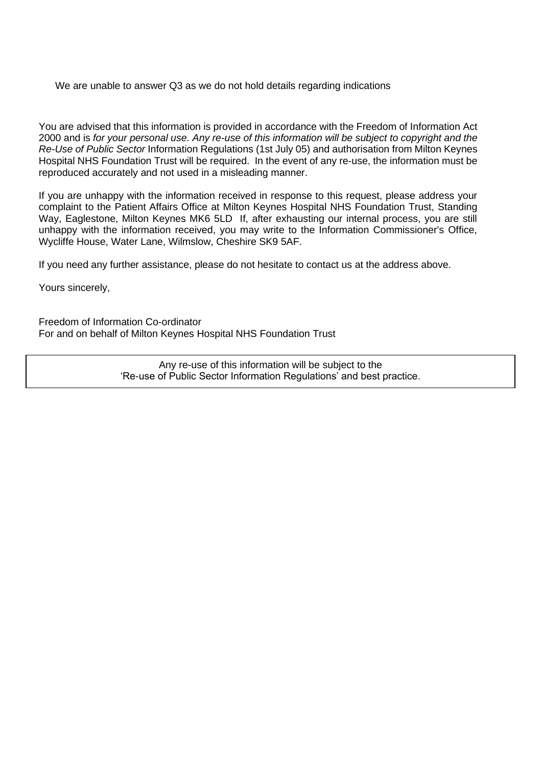We are unable to answer Q3 as we do not hold details regarding indications

You are advised that this information is provided in accordance with the Freedom of Information Act 2000 and is *for your personal use. Any re-use of this information will be subject to copyright and the Re-Use of Public Sector* Information Regulations (1st July 05) and authorisation from Milton Keynes Hospital NHS Foundation Trust will be required. In the event of any re-use, the information must be reproduced accurately and not used in a misleading manner.

If you are unhappy with the information received in response to this request, please address your complaint to the Patient Affairs Office at Milton Keynes Hospital NHS Foundation Trust, Standing Way, Eaglestone, Milton Keynes MK6 5LD If, after exhausting our internal process, you are still unhappy with the information received, you may write to the Information Commissioner's Office, Wycliffe House, Water Lane, Wilmslow, Cheshire SK9 5AF.

If you need any further assistance, please do not hesitate to contact us at the address above.

Yours sincerely,

Freedom of Information Co-ordinator
For and on behalf of Milton Keynes Hospital NHS Foundation Trust

Any re-use of this information will be subject to the
'Re-use of Public Sector Information Regulations' and best practice.